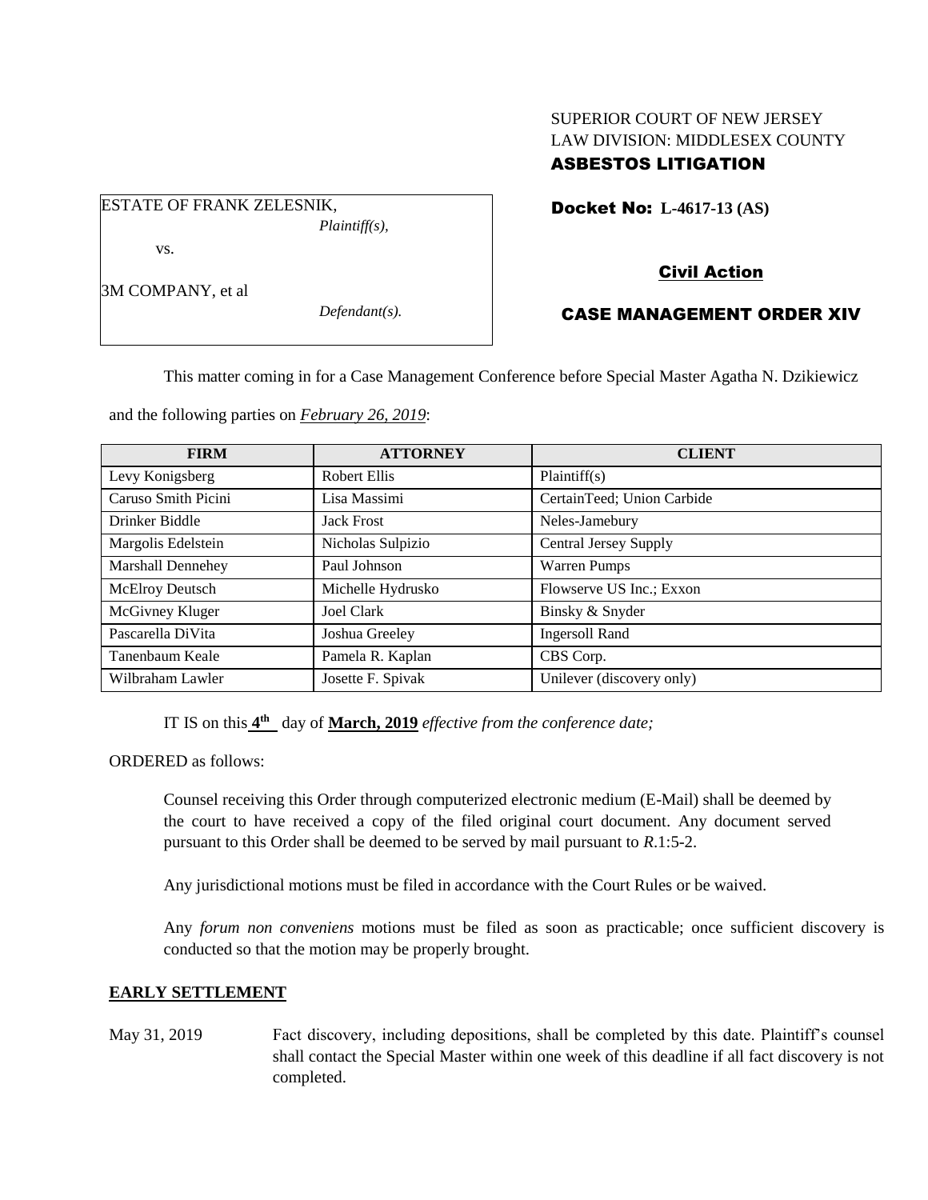SUPERIOR COURT OF NEW JERSEY
LAW DIVISION: MIDDLESEX COUNTY
**ASBESTOS LITIGATION**

ESTATE OF FRANK ZELESNIK,
*Plaintiff(s),*

vs.

3M COMPANY, et al
*Defendant(s).*

**Docket No: L-4617-13 (AS)**

**Civil Action**

**CASE MANAGEMENT ORDER XIV**

This matter coming in for a Case Management Conference before Special Master Agatha N. Dzikiewicz and the following parties on ***February 26, 2019***:

| FIRM | ATTORNEY | CLIENT |
|---|---|---|
| Levy Konigsberg | Robert Ellis | Plaintiff(s) |
| Caruso Smith Picini | Lisa Massimi | CertainTeed; Union Carbide |
| Drinker Biddle | Jack Frost | Neles-Jamebury |
| Margolis Edelstein | Nicholas Sulpizio | Central Jersey Supply |
| Marshall Dennehey | Paul Johnson | Warren Pumps |
| McElroy Deutsch | Michelle Hydrusko | Flowserve US Inc.; Exxon |
| McGivney Kluger | Joel Clark | Binsky & Snyder |
| Pascarella DiVita | Joshua Greeley | Ingersoll Rand |
| Tanenbaum Keale | Pamela R. Kaplan | CBS Corp. |
| Wilbraham Lawler | Josette F. Spivak | Unilever (discovery only) |

IT IS on this **4th** day of **March, 2019** *effective from the conference date;*

ORDERED as follows:

Counsel receiving this Order through computerized electronic medium (E-Mail) shall be deemed by the court to have received a copy of the filed original court document. Any document served pursuant to this Order shall be deemed to be served by mail pursuant to *R*.1:5-2.

Any jurisdictional motions must be filed in accordance with the Court Rules or be waived.

Any *forum non conveniens* motions must be filed as soon as practicable; once sufficient discovery is conducted so that the motion may be properly brought.

**EARLY SETTLEMENT**

May 31, 2019 — Fact discovery, including depositions, shall be completed by this date. Plaintiff's counsel shall contact the Special Master within one week of this deadline if all fact discovery is not completed.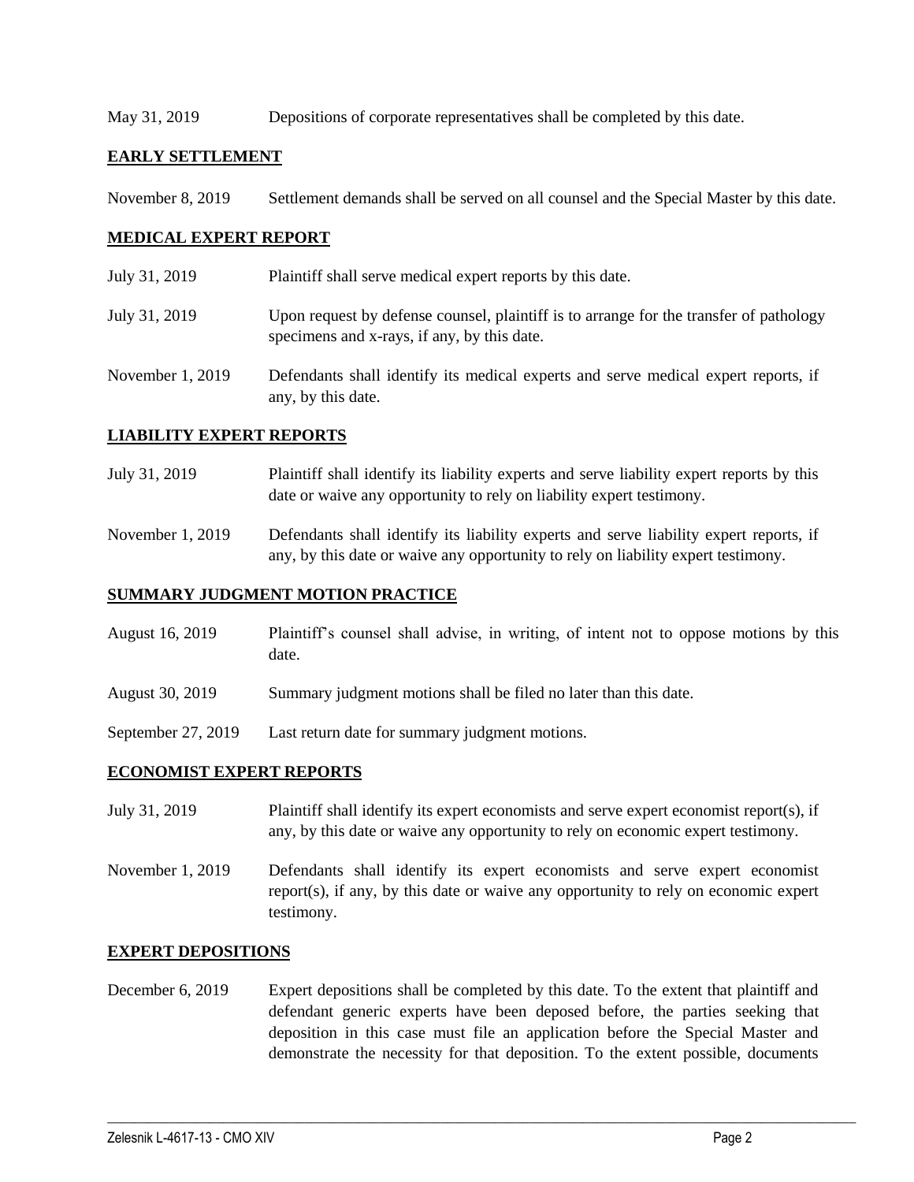May 31, 2019 Depositions of corporate representatives shall be completed by this date.

## EARLY SETTLEMENT

November 8, 2019 Settlement demands shall be served on all counsel and the Special Master by this date.

## MEDICAL EXPERT REPORT

July 31, 2019 Plaintiff shall serve medical expert reports by this date.

July 31, 2019 Upon request by defense counsel, plaintiff is to arrange for the transfer of pathology specimens and x-rays, if any, by this date.

November 1, 2019 Defendants shall identify its medical experts and serve medical expert reports, if any, by this date.

## LIABILITY EXPERT REPORTS

July 31, 2019 Plaintiff shall identify its liability experts and serve liability expert reports by this date or waive any opportunity to rely on liability expert testimony.

November 1, 2019 Defendants shall identify its liability experts and serve liability expert reports, if any, by this date or waive any opportunity to rely on liability expert testimony.

## SUMMARY JUDGMENT MOTION PRACTICE

August 16, 2019 Plaintiff's counsel shall advise, in writing, of intent not to oppose motions by this date.

August 30, 2019 Summary judgment motions shall be filed no later than this date.

September 27, 2019 Last return date for summary judgment motions.

## ECONOMIST EXPERT REPORTS

July 31, 2019 Plaintiff shall identify its expert economists and serve expert economist report(s), if any, by this date or waive any opportunity to rely on economic expert testimony.

November 1, 2019 Defendants shall identify its expert economists and serve expert economist report(s), if any, by this date or waive any opportunity to rely on economic expert testimony.

## EXPERT DEPOSITIONS

December 6, 2019 Expert depositions shall be completed by this date. To the extent that plaintiff and defendant generic experts have been deposed before, the parties seeking that deposition in this case must file an application before the Special Master and demonstrate the necessity for that deposition. To the extent possible, documents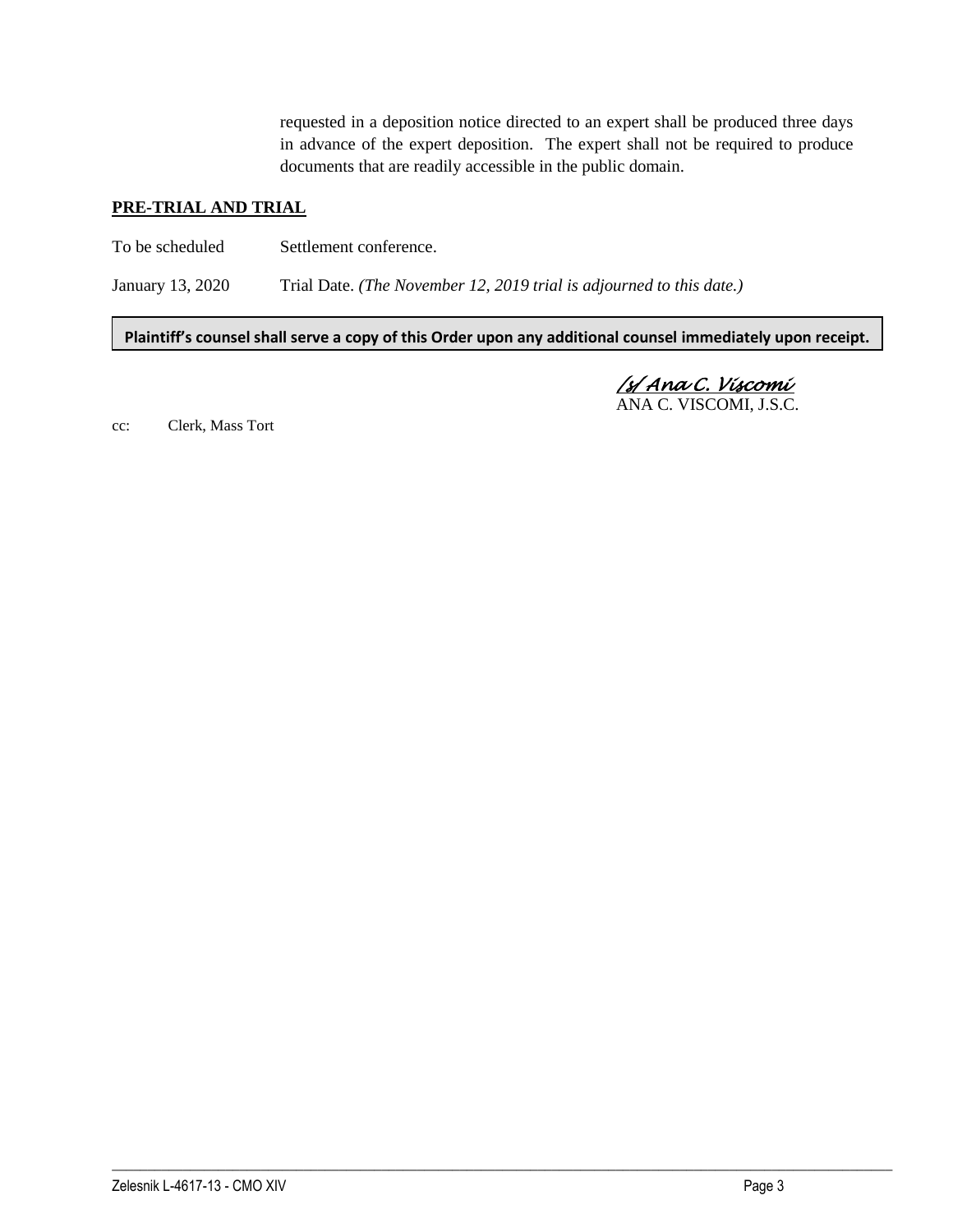requested in a deposition notice directed to an expert shall be produced three days in advance of the expert deposition. The expert shall not be required to produce documents that are readily accessible in the public domain.

**PRE-TRIAL AND TRIAL**

| | |
|---|---|
| To be scheduled | Settlement conference. |
| January 13, 2020 | Trial Date. *(The November 12, 2019 trial is adjourned to this date.)* |

**Plaintiff's counsel shall serve a copy of this Order upon any additional counsel immediately upon receipt.**

*/s/ Ana C. Viscomi*
ANA C. VISCOMI, J.S.C.

cc: Clerk, Mass Tort